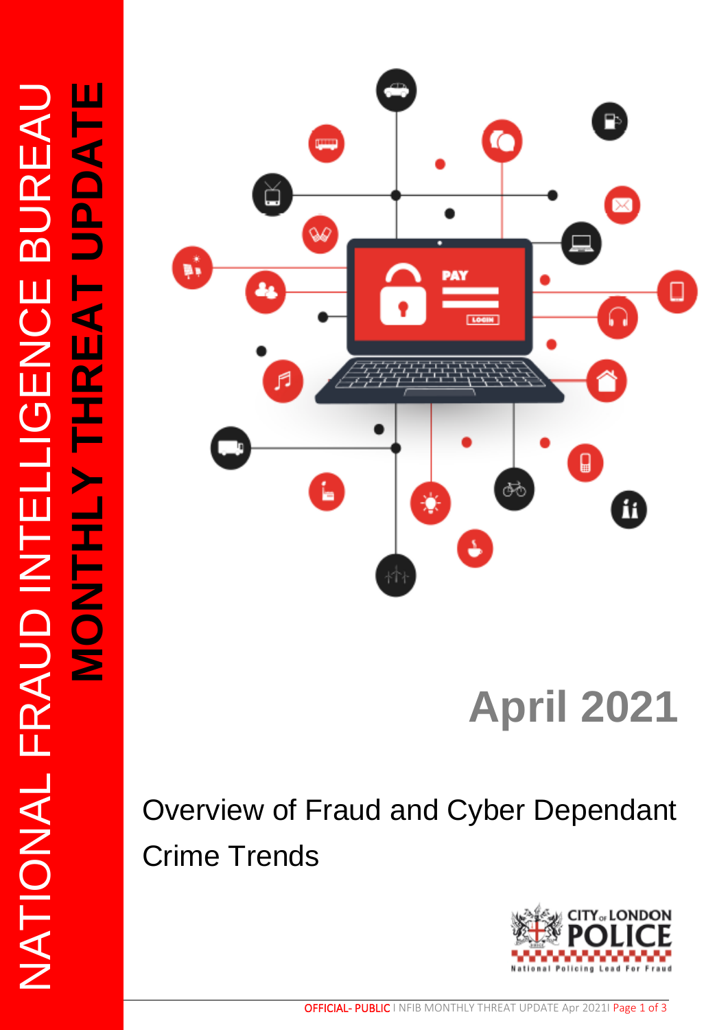# NATIONAL FRAUD INTELLIGENCE BUREAU

## MONTHLY THREAT UPDATE

# April 2021

Overview of Fraud and Cyber Dependant Crime Trends

CITY of LONDON POLICE

National Policing Lead For Fraud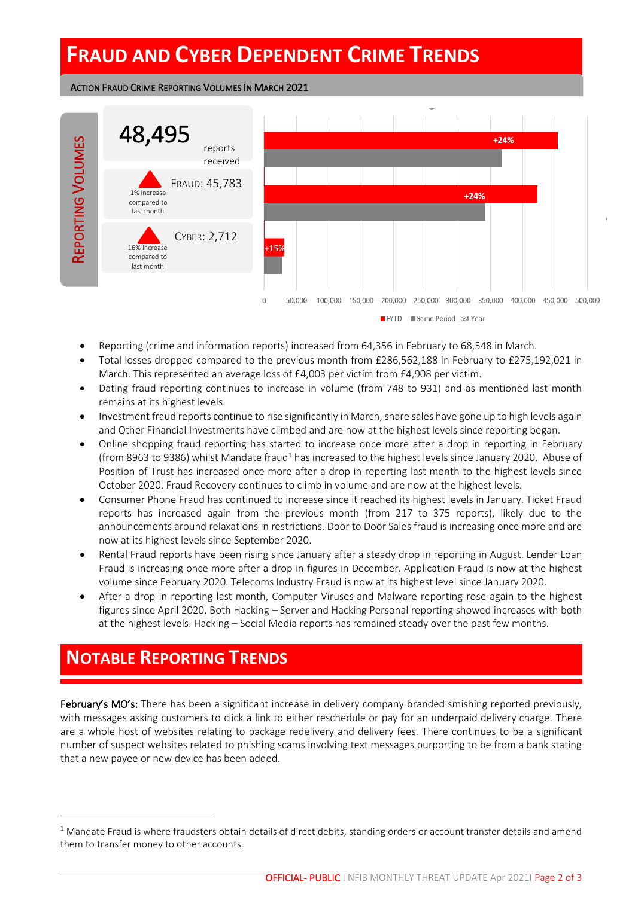# Fraud and Cyber Dependent Crime Trends

## Action Fraud Crime Reporting Volumes In March 2021

Reporting Volumes

48,495 reports received

Fraud: 45,783

1% increase compared to last month

Cyber: 2,712

16% increase compared to last month

+24%

+24%

+15%

0 50,000 100,000 150,000 200,000 250,000 300,000 350,000 400,000 450,000 500,000

FYTD ■ Same Period Last Year

- Reporting (crime and information reports) increased from 64,356 in February to 68,548 in March.
- Total losses dropped compared to the previous month from £286,562,188 in February to £275,192,021 in March. This represented an average loss of £4,003 per victim from £4,908 per victim.
- Dating fraud reporting continues to increase in volume (from 748 to 931) and as mentioned last month remains at its highest levels.
- Investment fraud reports continue to rise significantly in March, share sales have gone up to high levels again and Other Financial Investments have climbed and are now at the highest levels since reporting began.
- Online shopping fraud reporting has started to increase once more after a drop in reporting in February (from 8963 to 9386) whilst Mandate fraud[1] has increased to the highest levels since January 2020. Abuse of Position of Trust has increased once more after a drop in reporting last month to the highest levels since October 2020. Fraud Recovery continues to climb in volume and are now at the highest levels.
- Consumer Phone Fraud has continued to increase since it reached its highest levels in January. Ticket Fraud reports has increased again from the previous month (from 217 to 375 reports), likely due to the announcements around relaxations in restrictions. Door to Door Sales fraud is increasing once more and are now at its highest levels since September 2020.
- Rental Fraud reports have been rising since January after a steady drop in reporting in August. Lender Loan Fraud is increasing once more after a drop in figures in December. Application Fraud is now at the highest volume since February 2020. Telecoms Industry Fraud is now at its highest level since January 2020.
- After a drop in reporting last month, Computer Viruses and Malware reporting rose again to the highest figures since April 2020. Both Hacking – Server and Hacking Personal reporting showed increases with both at the highest levels. Hacking – Social Media reports has remained steady over the past few months.

# Notable Reporting Trends

**February's MO's:** There has been a significant increase in delivery company branded smishing reported previously, with messages asking customers to click a link to either reschedule or pay for an underpaid delivery charge. There are a whole host of websites relating to package redelivery and delivery fees. There continues to be a significant number of suspect websites related to phishing scams involving text messages purporting to be from a bank stating that a new payee or new device has been added.

[1] Mandate Fraud is where fraudsters obtain details of direct debits, standing orders or account transfer details and amend them to transfer money to other accounts.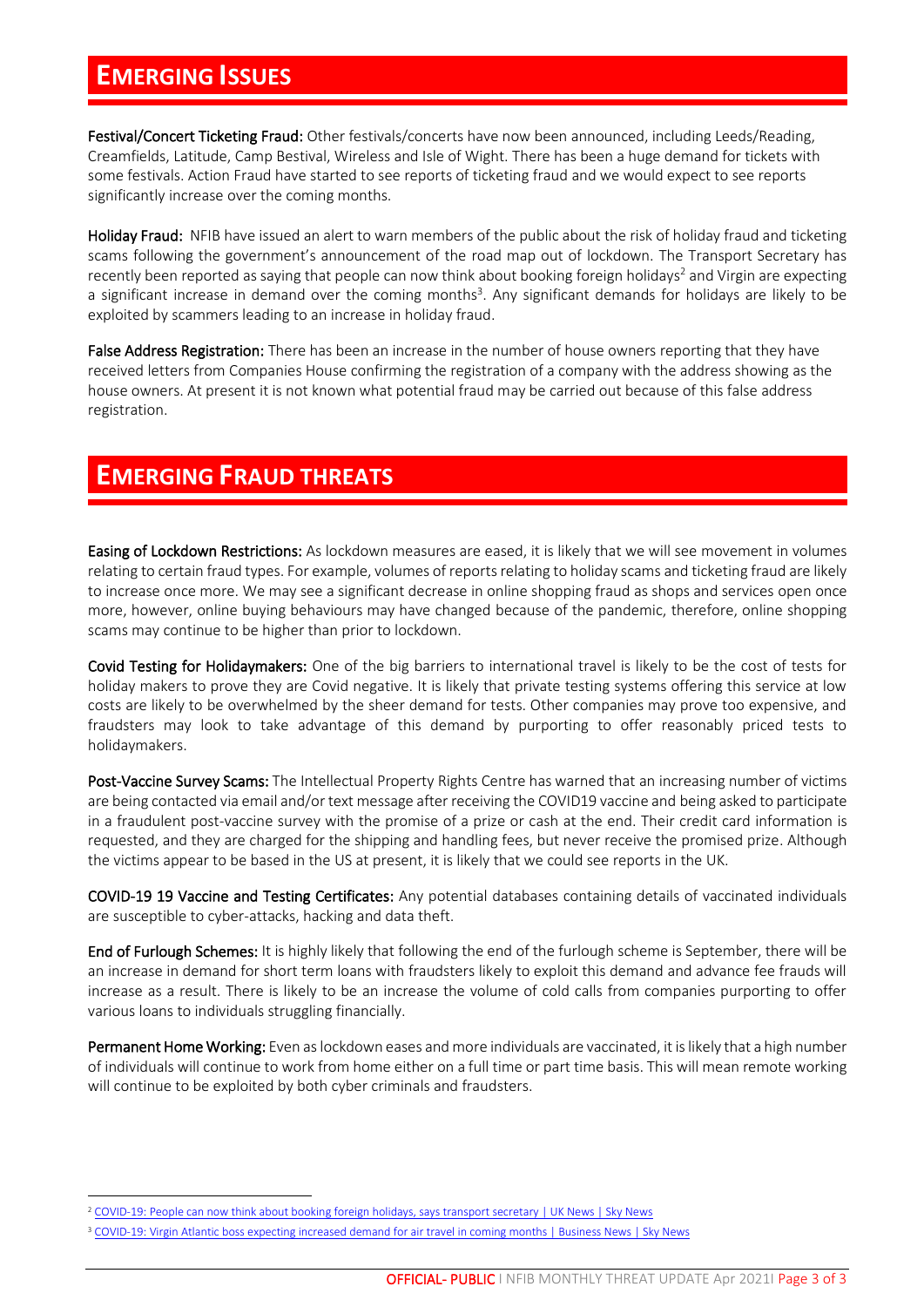# EMERGING ISSUES

**Festival/Concert Ticketing Fraud:** Other festivals/concerts have now been announced, including Leeds/Reading, Creamfields, Latitude, Camp Bestival, Wireless and Isle of Wight. There has been a huge demand for tickets with some festivals. Action Fraud have started to see reports of ticketing fraud and we would expect to see reports significantly increase over the coming months.

**Holiday Fraud:** NFIB have issued an alert to warn members of the public about the risk of holiday fraud and ticketing scams following the government's announcement of the road map out of lockdown. The Transport Secretary has recently been reported as saying that people can now think about booking foreign holidays[2] and Virgin are expecting a significant increase in demand over the coming months[3]. Any significant demands for holidays are likely to be exploited by scammers leading to an increase in holiday fraud.

**False Address Registration:** There has been an increase in the number of house owners reporting that they have received letters from Companies House confirming the registration of a company with the address showing as the house owners. At present it is not known what potential fraud may be carried out because of this false address registration.

# EMERGING FRAUD THREATS

**Easing of Lockdown Restrictions:** As lockdown measures are eased, it is likely that we will see movement in volumes relating to certain fraud types. For example, volumes of reports relating to holiday scams and ticketing fraud are likely to increase once more. We may see a significant decrease in online shopping fraud as shops and services open once more, however, online buying behaviours may have changed because of the pandemic, therefore, online shopping scams may continue to be higher than prior to lockdown.

**Covid Testing for Holidaymakers:** One of the big barriers to international travel is likely to be the cost of tests for holiday makers to prove they are Covid negative. It is likely that private testing systems offering this service at low costs are likely to be overwhelmed by the sheer demand for tests. Other companies may prove too expensive, and fraudsters may look to take advantage of this demand by purporting to offer reasonably priced tests to holidaymakers.

**Post-Vaccine Survey Scams:** The Intellectual Property Rights Centre has warned that an increasing number of victims are being contacted via email and/or text message after receiving the COVID19 vaccine and being asked to participate in a fraudulent post-vaccine survey with the promise of a prize or cash at the end. Their credit card information is requested, and they are charged for the shipping and handling fees, but never receive the promised prize. Although the victims appear to be based in the US at present, it is likely that we could see reports in the UK.

**COVID-19 19 Vaccine and Testing Certificates:** Any potential databases containing details of vaccinated individuals are susceptible to cyber-attacks, hacking and data theft.

**End of Furlough Schemes:** It is highly likely that following the end of the furlough scheme is September, there will be an increase in demand for short term loans with fraudsters likely to exploit this demand and advance fee frauds will increase as a result. There is likely to be an increase the volume of cold calls from companies purporting to offer various loans to individuals struggling financially.

**Permanent Home Working:** Even as lockdown eases and more individuals are vaccinated, it is likely that a high number of individuals will continue to work from home either on a full time or part time basis. This will mean remote working will continue to be exploited by both cyber criminals and fraudsters.

---

[2] COVID-19: People can now think about booking foreign holidays, says transport secretary | UK News | Sky News

[3] COVID-19: Virgin Atlantic boss expecting increased demand for air travel in coming months | Business News | Sky News